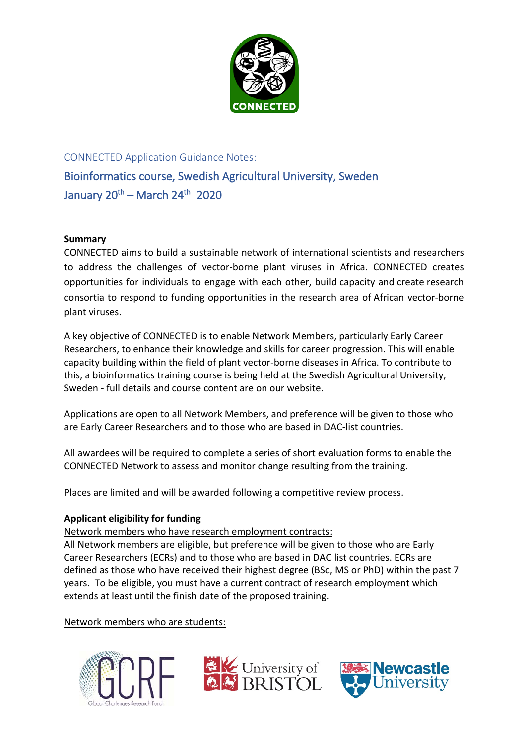CONNECTED Application Guidance Notes:

# Bioinformatics course, Swedish Agricultural University, Sweden

## January 20th – March 24th 2020

**Summary**

CONNECTED aims to build a sustainable network of international scientists and researchers to address the challenges of vector-borne plant viruses in Africa. CONNECTED creates opportunities for individuals to engage with each other, build capacity and create research consortia to respond to funding opportunities in the research area of African vector-borne plant viruses.

A key objective of CONNECTED is to enable Network Members, particularly Early Career Researchers, to enhance their knowledge and skills for career progression. This will enable capacity building within the field of plant vector-borne diseases in Africa. To contribute to this, a bioinformatics training course is being held at the Swedish Agricultural University, Sweden - full details and course content are on our website.

Applications are open to all Network Members, and preference will be given to those who are Early Career Researchers and to those who are based in DAC-list countries.

All awardees will be required to complete a series of short evaluation forms to enable the CONNECTED Network to assess and monitor change resulting from the training.

Places are limited and will be awarded following a competitive review process.

**Applicant eligibility for funding**

Network members who have research employment contracts:

All Network members are eligible, but preference will be given to those who are Early Career Researchers (ECRs) and to those who are based in DAC list countries. ECRs are defined as those who have received their highest degree (BSc, MS or PhD) within the past 7 years. To be eligible, you must have a current contract of research employment which extends at least until the finish date of the proposed training.

Network members who are students: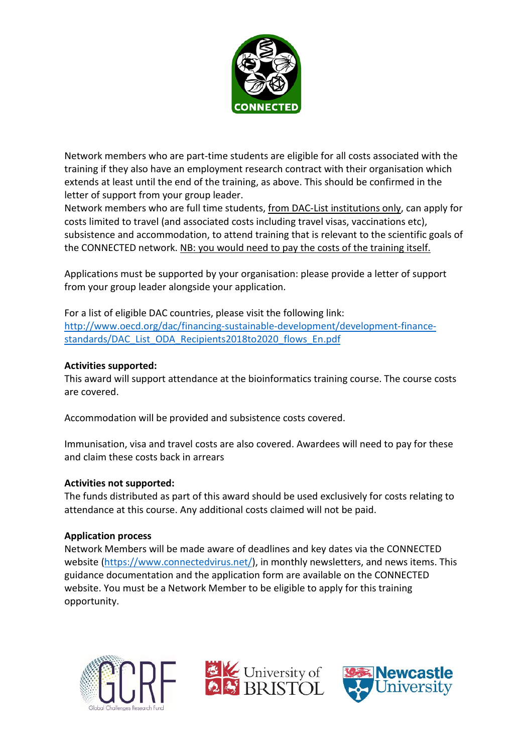Network members who are part-time students are eligible for all costs associated with the training if they also have an employment research contract with their organisation which extends at least until the end of the training, as above. This should be confirmed in the letter of support from your group leader.
Network members who are full time students, from DAC-List institutions only, can apply for costs limited to travel (and associated costs including travel visas, vaccinations etc), subsistence and accommodation, to attend training that is relevant to the scientific goals of the CONNECTED network. NB: you would need to pay the costs of the training itself.

Applications must be supported by your organisation: please provide a letter of support from your group leader alongside your application.

For a list of eligible DAC countries, please visit the following link:
[http://www.oecd.org/dac/financing-sustainable-development/development-finance-standards/DAC_List_ODA_Recipients2018to2020_flows_En.pdf](http://www.oecd.org/dac/financing-sustainable-development/development-finance-standards/DAC_List_ODA_Recipients2018to2020_flows_En.pdf)

**Activities supported:**
This award will support attendance at the bioinformatics training course. The course costs are covered.

Accommodation will be provided and subsistence costs covered.

Immunisation, visa and travel costs are also covered. Awardees will need to pay for these and claim these costs back in arrears

**Activities not supported:**
The funds distributed as part of this award should be used exclusively for costs relating to attendance at this course. Any additional costs claimed will not be paid.

**Application process**
Network Members will be made aware of deadlines and key dates via the CONNECTED website ([https://www.connectedvirus.net/](https://www.connectedvirus.net/)), in monthly newsletters, and news items. This guidance documentation and the application form are available on the CONNECTED website. You must be a Network Member to be eligible to apply for this training opportunity.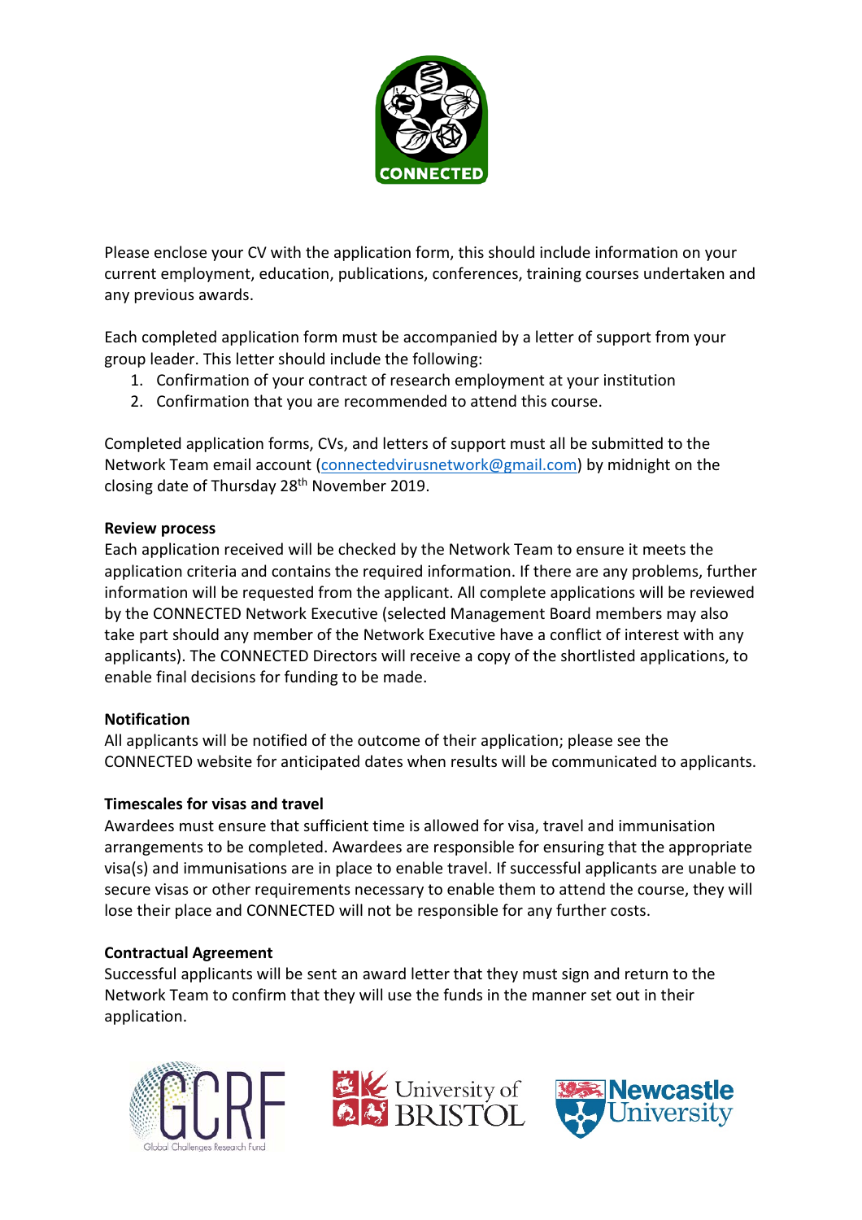Please enclose your CV with the application form, this should include information on your current employment, education, publications, conferences, training courses undertaken and any previous awards.

Each completed application form must be accompanied by a letter of support from your group leader. This letter should include the following:

1. Confirmation of your contract of research employment at your institution
2. Confirmation that you are recommended to attend this course.

Completed application forms, CVs, and letters of support must all be submitted to the Network Team email account (connectedvirusnetwork@gmail.com) by midnight on the closing date of Thursday 28th November 2019.

**Review process**
Each application received will be checked by the Network Team to ensure it meets the application criteria and contains the required information. If there are any problems, further information will be requested from the applicant. All complete applications will be reviewed by the CONNECTED Network Executive (selected Management Board members may also take part should any member of the Network Executive have a conflict of interest with any applicants). The CONNECTED Directors will receive a copy of the shortlisted applications, to enable final decisions for funding to be made.

**Notification**
All applicants will be notified of the outcome of their application; please see the CONNECTED website for anticipated dates when results will be communicated to applicants.

**Timescales for visas and travel**
Awardees must ensure that sufficient time is allowed for visa, travel and immunisation arrangements to be completed. Awardees are responsible for ensuring that the appropriate visa(s) and immunisations are in place to enable travel. If successful applicants are unable to secure visas or other requirements necessary to enable them to attend the course, they will lose their place and CONNECTED will not be responsible for any further costs.

**Contractual Agreement**
Successful applicants will be sent an award letter that they must sign and return to the Network Team to confirm that they will use the funds in the manner set out in their application.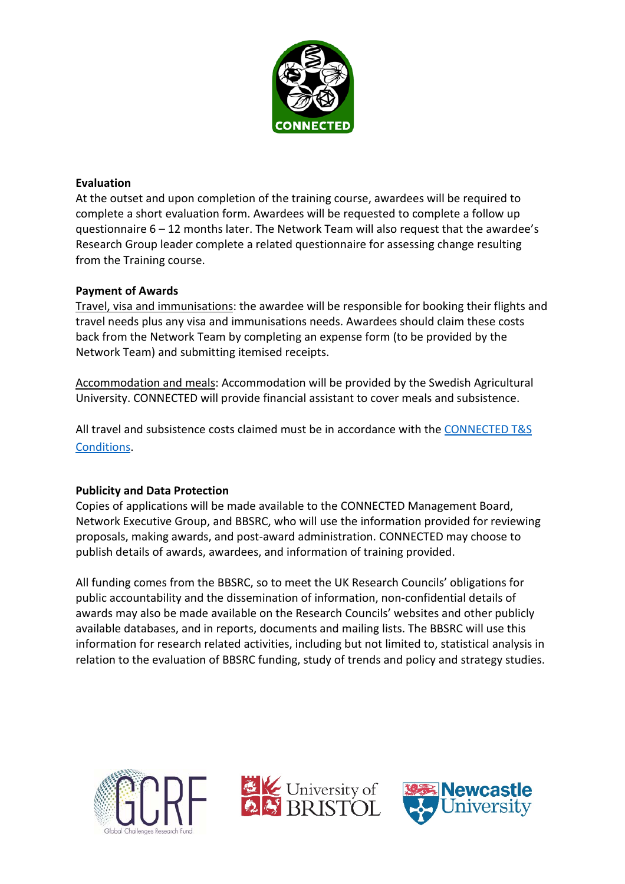**Evaluation**

At the outset and upon completion of the training course, awardees will be required to complete a short evaluation form. Awardees will be requested to complete a follow up questionnaire 6 – 12 months later. The Network Team will also request that the awardee's Research Group leader complete a related questionnaire for assessing change resulting from the Training course.

**Payment of Awards**

Travel, visa and immunisations: the awardee will be responsible for booking their flights and travel needs plus any visa and immunisations needs. Awardees should claim these costs back from the Network Team by completing an expense form (to be provided by the Network Team) and submitting itemised receipts.

Accommodation and meals: Accommodation will be provided by the Swedish Agricultural University. CONNECTED will provide financial assistant to cover meals and subsistence.

All travel and subsistence costs claimed must be in accordance with the CONNECTED T&S Conditions.

**Publicity and Data Protection**

Copies of applications will be made available to the CONNECTED Management Board, Network Executive Group, and BBSRC, who will use the information provided for reviewing proposals, making awards, and post-award administration. CONNECTED may choose to publish details of awards, awardees, and information of training provided.

All funding comes from the BBSRC, so to meet the UK Research Councils' obligations for public accountability and the dissemination of information, non-confidential details of awards may also be made available on the Research Councils' websites and other publicly available databases, and in reports, documents and mailing lists. The BBSRC will use this information for research related activities, including but not limited to, statistical analysis in relation to the evaluation of BBSRC funding, study of trends and policy and strategy studies.